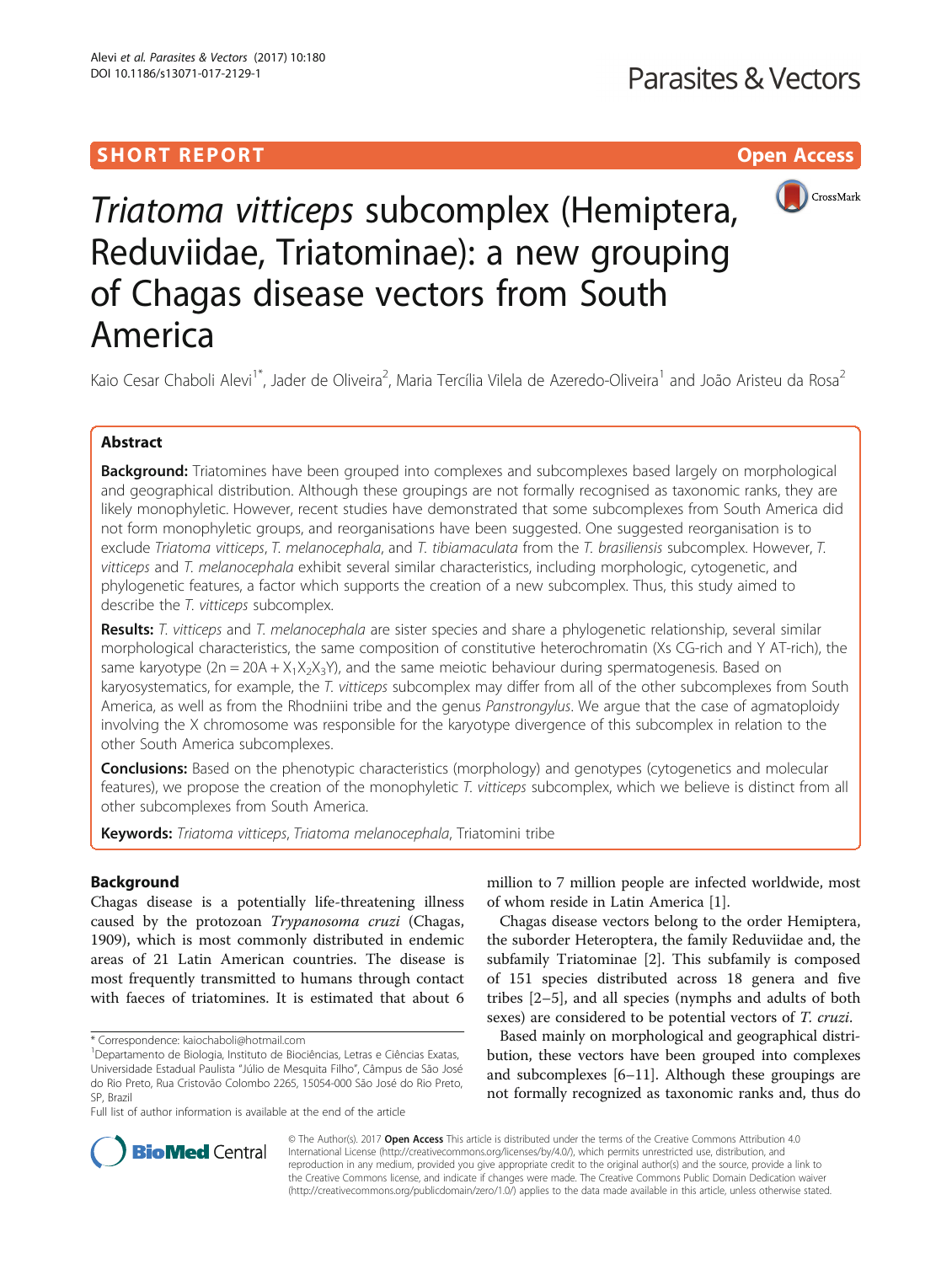SHORT REPORT

Open Access

# *Triatoma vitticeps* subcomplex (Hemiptera, Reduviidae, Triatominae): a new grouping of Chagas disease vectors from South America

Kaio Cesar Chaboli Alevi[1*], Jader de Oliveira[2], Maria Tercília Vilela de Azeredo-Oliveira[1] and João Aristeu da Rosa[2]

## Abstract

**Background:** Triatomines have been grouped into complexes and subcomplexes based largely on morphological and geographical distribution. Although these groupings are not formally recognised as taxonomic ranks, they are likely monophyletic. However, recent studies have demonstrated that some subcomplexes from South America did not form monophyletic groups, and reorganisations have been suggested. One suggested reorganisation is to exclude *Triatoma vitticeps*, *T. melanocephala*, and *T. tibiamaculata* from the *T. brasiliensis* subcomplex. However, *T. vitticeps* and *T. melanocephala* exhibit several similar characteristics, including morphologic, cytogenetic, and phylogenetic features, a factor which supports the creation of a new subcomplex. Thus, this study aimed to describe the *T. vitticeps* subcomplex.

**Results:** *T. vitticeps* and *T. melanocephala* are sister species and share a phylogenetic relationship, several similar morphological characteristics, the same composition of constitutive heterochromatin (Xs CG-rich and Y AT-rich), the same karyotype ($2n = 20A + X_1X_2X_3Y$), and the same meiotic behaviour during spermatogenesis. Based on karyosystematics, for example, the *T. vitticeps* subcomplex may differ from all of the other subcomplexes from South America, as well as from the Rhodniini tribe and the genus *Panstrongylus*. We argue that the case of agmatoploidy involving the X chromosome was responsible for the karyotype divergence of this subcomplex in relation to the other South America subcomplexes.

**Conclusions:** Based on the phenotypic characteristics (morphology) and genotypes (cytogenetics and molecular features), we propose the creation of the monophyletic *T. vitticeps* subcomplex, which we believe is distinct from all other subcomplexes from South America.

**Keywords:** *Triatoma vitticeps*, *Triatoma melanocephala*, Triatomini tribe

## Background

Chagas disease is a potentially life-threatening illness caused by the protozoan *Trypanosoma cruzi* (Chagas, 1909), which is most commonly distributed in endemic areas of 21 Latin American countries. The disease is most frequently transmitted to humans through contact with faeces of triatomines. It is estimated that about 6 million to 7 million people are infected worldwide, most of whom reside in Latin America [1].

Chagas disease vectors belong to the order Hemiptera, the suborder Heteroptera, the family Reduviidae and, the subfamily Triatominae [2]. This subfamily is composed of 151 species distributed across 18 genera and five tribes [2–5], and all species (nymphs and adults of both sexes) are considered to be potential vectors of *T. cruzi*.

Based mainly on morphological and geographical distribution, these vectors have been grouped into complexes and subcomplexes [6–11]. Although these groupings are not formally recognized as taxonomic ranks and, thus do

\* Correspondence: kaiochaboli@hotmail.com

[1]Departamento de Biologia, Instituto de Biociências, Letras e Ciências Exatas, Universidade Estadual Paulista "Júlio de Mesquita Filho", Câmpus de São José do Rio Preto, Rua Cristovão Colombo 2265, 15054-000 São José do Rio Preto, SP, Brazil

Full list of author information is available at the end of the article

© The Author(s). 2017 **Open Access** This article is distributed under the terms of the Creative Commons Attribution 4.0 International License (http://creativecommons.org/licenses/by/4.0/), which permits unrestricted use, distribution, and reproduction in any medium, provided you give appropriate credit to the original author(s) and the source, provide a link to the Creative Commons license, and indicate if changes were made. The Creative Commons Public Domain Dedication waiver (http://creativecommons.org/publicdomain/zero/1.0/) applies to the data made available in this article, unless otherwise stated.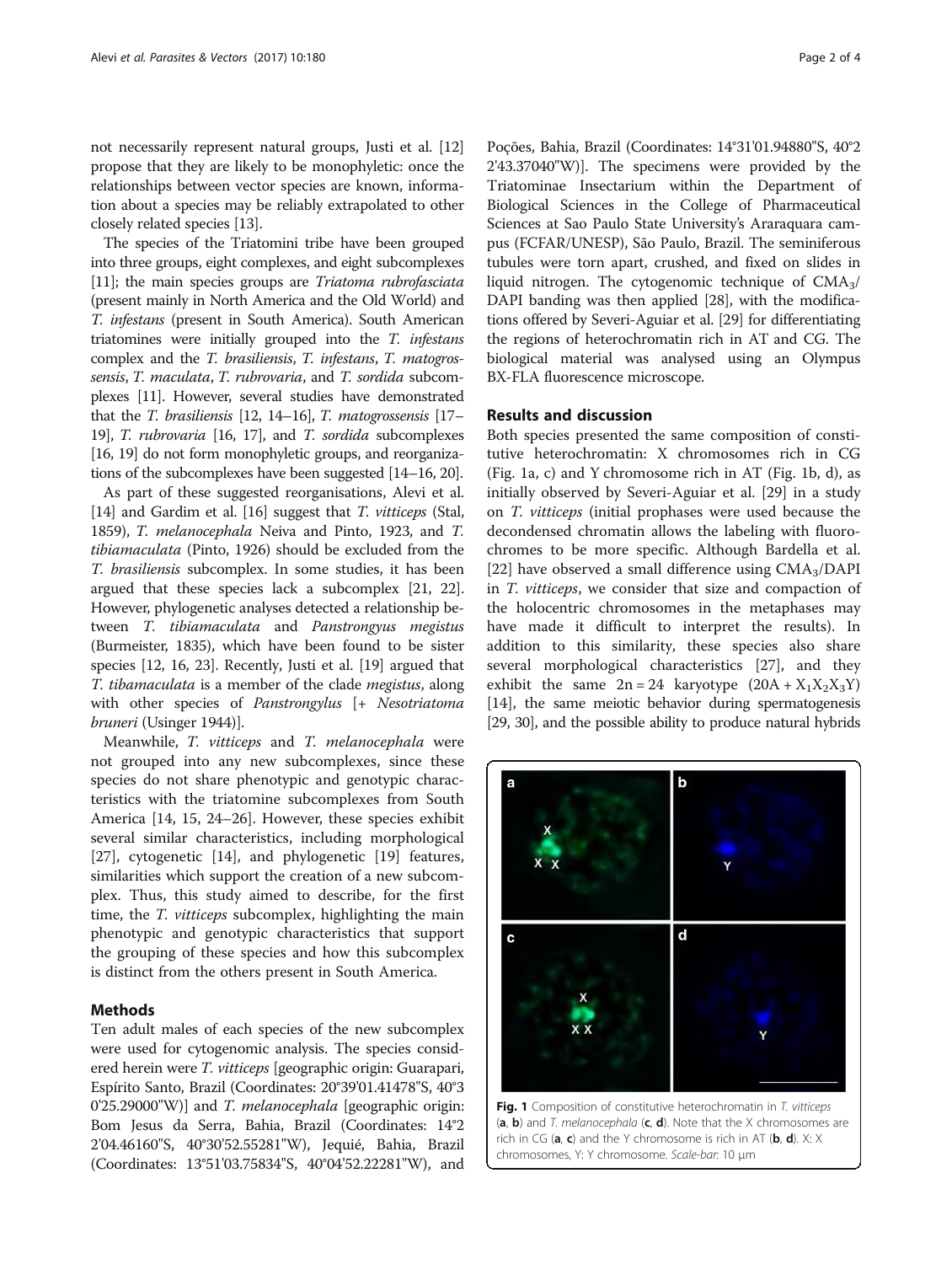not necessarily represent natural groups, Justi et al. [12] propose that they are likely to be monophyletic: once the relationships between vector species are known, information about a species may be reliably extrapolated to other closely related species [13].

The species of the Triatomini tribe have been grouped into three groups, eight complexes, and eight subcomplexes [11]; the main species groups are *Triatoma rubrofasciata* (present mainly in North America and the Old World) and *T. infestans* (present in South America). South American triatomines were initially grouped into the *T. infestans* complex and the *T. brasiliensis*, *T. infestans*, *T. matogrossensis*, *T. maculata*, *T. rubrovaria*, and *T. sordida* subcomplexes [11]. However, several studies have demonstrated that the *T. brasiliensis* [12, 14–16], *T. matogrossensis* [17–19], *T. rubrovaria* [16, 17], and *T. sordida* subcomplexes [16, 19] do not form monophyletic groups, and reorganizations of the subcomplexes have been suggested [14–16, 20].

As part of these suggested reorganisations, Alevi et al. [14] and Gardim et al. [16] suggest that *T. vitticeps* (Stal, 1859), *T. melanocephala* Neiva and Pinto, 1923, and *T. tibiamaculata* (Pinto, 1926) should be excluded from the *T. brasiliensis* subcomplex. In some studies, it has been argued that these species lack a subcomplex [21, 22]. However, phylogenetic analyses detected a relationship between *T. tibiamaculata* and *Panstrongyus megistus* (Burmeister, 1835), which have been found to be sister species [12, 16, 23]. Recently, Justi et al. [19] argued that *T. tibamaculata* is a member of the clade *megistus*, along with other species of *Panstrongylus* [+ *Nesotriatoma bruneri* (Usinger 1944)].

Meanwhile, *T. vitticeps* and *T. melanocephala* were not grouped into any new subcomplexes, since these species do not share phenotypic and genotypic characteristics with the triatomine subcomplexes from South America [14, 15, 24–26]. However, these species exhibit several similar characteristics, including morphological [27], cytogenetic [14], and phylogenetic [19] features, similarities which support the creation of a new subcomplex. Thus, this study aimed to describe, for the first time, the *T. vitticeps* subcomplex, highlighting the main phenotypic and genotypic characteristics that support the grouping of these species and how this subcomplex is distinct from the others present in South America.

## Methods

Ten adult males of each species of the new subcomplex were used for cytogenomic analysis. The species considered herein were *T. vitticeps* [geographic origin: Guarapari, Espírito Santo, Brazil (Coordinates: 20°39'01.41478"S, 40°3 0'25.29000"W)] and *T. melanocephala* [geographic origin: Bom Jesus da Serra, Bahia, Brazil (Coordinates: 14°2 2'04.46160"S, 40°30'52.55281"W), Jequié, Bahia, Brazil (Coordinates: 13°51'03.75834"S, 40°04'52.22281"W), and Poções, Bahia, Brazil (Coordinates: 14°31'01.94880"S, 40°2 2'43.37040"W)]. The specimens were provided by the Triatominae Insectarium within the Department of Biological Sciences in the College of Pharmaceutical Sciences at Sao Paulo State University's Araraquara campus (FCFAR/UNESP), São Paulo, Brazil. The seminiferous tubules were torn apart, crushed, and fixed on slides in liquid nitrogen. The cytogenomic technique of $CMA_3$/DAPI banding was then applied [28], with the modifications offered by Severi-Aguiar et al. [29] for differentiating the regions of heterochromatin rich in AT and CG. The biological material was analysed using an Olympus BX-FLA fluorescence microscope.

## Results and discussion

Both species presented the same composition of constitutive heterochromatin: X chromosomes rich in CG (Fig. 1a, c) and Y chromosome rich in AT (Fig. 1b, d), as initially observed by Severi-Aguiar et al. [29] in a study on *T. vitticeps* (initial prophases were used because the decondensed chromatin allows the labeling with fluorochromes to be more specific. Although Bardella et al. [22] have observed a small difference using $CMA_3$/DAPI in *T. vitticeps*, we consider that size and compaction of the holocentric chromosomes in the metaphases may have made it difficult to interpret the results). In addition to this similarity, these species also share several morphological characteristics [27], and they exhibit the same $2n = 24$ karyotype ($20A + X_1X_2X_3Y$) [14], the same meiotic behavior during spermatogenesis [29, 30], and the possible ability to produce natural hybrids

**Fig. 1** Composition of constitutive heterochromatin in *T. vitticeps* (**a**, **b**) and *T. melanocephala* (**c**, **d**). Note that the X chromosomes are rich in CG (**a**, **c**) and the Y chromosome is rich in AT (**b**, **d**). X: X chromosomes, Y: Y chromosome. *Scale-bar*: 10 μm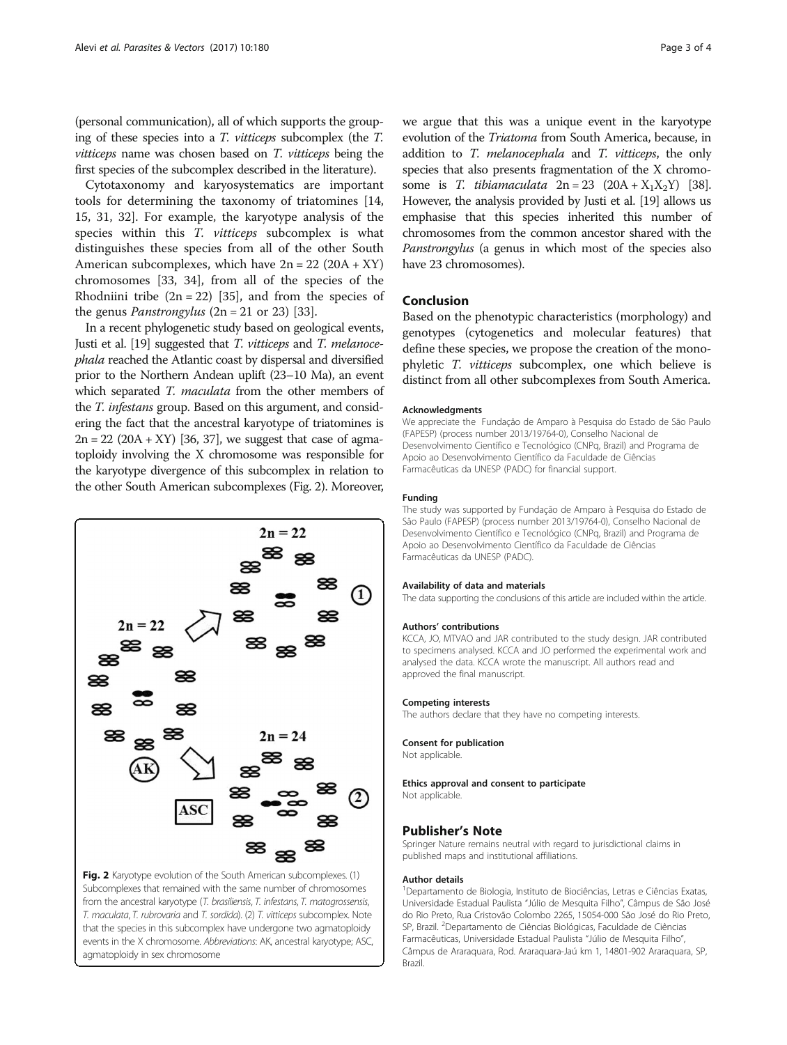(personal communication), all of which supports the grouping of these species into a *T. vitticeps* subcomplex (the *T. vitticeps* name was chosen based on *T. vitticeps* being the first species of the subcomplex described in the literature).

Cytotaxonomy and karyosystematics are important tools for determining the taxonomy of triatomines [14, 15, 31, 32]. For example, the karyotype analysis of the species within this *T. vitticeps* subcomplex is what distinguishes these species from all of the other South American subcomplexes, which have 2n = 22 (20A + XY) chromosomes [33, 34], from all of the species of the Rhodniini tribe (2n = 22) [35], and from the species of the genus *Panstrongylus* (2n = 21 or 23) [33].

In a recent phylogenetic study based on geological events, Justi et al. [19] suggested that *T. vitticeps* and *T. melanocephala* reached the Atlantic coast by dispersal and diversified prior to the Northern Andean uplift (23–10 Ma), an event which separated *T. maculata* from the other members of the *T. infestans* group. Based on this argument, and considering the fact that the ancestral karyotype of triatomines is 2n = 22 (20A + XY) [36, 37], we suggest that case of agmatoploidy involving the X chromosome was responsible for the karyotype divergence of this subcomplex in relation to the other South American subcomplexes (Fig. 2). Moreover, we argue that this was a unique event in the karyotype evolution of the *Triatoma* from South America, because, in addition to *T. melanocephala* and *T. vitticeps*, the only species that also presents fragmentation of the X chromosome is *T. tibiamaculata* 2n = 23 (20A + $X_1X_2$Y) [38]. However, the analysis provided by Justi et al. [19] allows us emphasise that this species inherited this number of chromosomes from the common ancestor shared with the *Panstrongylus* (a genus in which most of the species also have 23 chromosomes).

**Fig. 2** Karyotype evolution of the South American subcomplexes. (1) Subcomplexes that remained with the same number of chromosomes from the ancestral karyotype (*T. brasiliensis*, *T. infestans*, *T. matogrossensis*, *T. maculata*, *T. rubrovaria* and *T. sordida*). (2) *T. vitticeps* subcomplex. Note that the species in this subcomplex have undergone two agmatoploidy events in the X chromosome. *Abbreviations*: AK, ancestral karyotype; ASC, agmatoploidy in sex chromosome

## Conclusion

Based on the phenotypic characteristics (morphology) and genotypes (cytogenetics and molecular features) that define these species, we propose the creation of the monophyletic *T. vitticeps* subcomplex, one which believe is distinct from all other subcomplexes from South America.

### Acknowledgments

We appreciate the Fundação de Amparo à Pesquisa do Estado de São Paulo (FAPESP) (process number 2013/19764-0), Conselho Nacional de Desenvolvimento Científico e Tecnológico (CNPq, Brazil) and Programa de Apoio ao Desenvolvimento Científico da Faculdade de Ciências Farmacêuticas da UNESP (PADC) for financial support.

### Funding

The study was supported by Fundação de Amparo à Pesquisa do Estado de São Paulo (FAPESP) (process number 2013/19764-0), Conselho Nacional de Desenvolvimento Científico e Tecnológico (CNPq, Brazil) and Programa de Apoio ao Desenvolvimento Científico da Faculdade de Ciências Farmacêuticas da UNESP (PADC).

### Availability of data and materials

The data supporting the conclusions of this article are included within the article.

### Authors' contributions

KCCA, JO, MTVAO and JAR contributed to the study design. JAR contributed to specimens analysed. KCCA and JO performed the experimental work and analysed the data. KCCA wrote the manuscript. All authors read and approved the final manuscript.

### Competing interests

The authors declare that they have no competing interests.

### Consent for publication

Not applicable.

### Ethics approval and consent to participate

Not applicable.

## Publisher's Note

Springer Nature remains neutral with regard to jurisdictional claims in published maps and institutional affiliations.

### Author details

[1]Departamento de Biologia, Instituto de Biociências, Letras e Ciências Exatas, Universidade Estadual Paulista "Júlio de Mesquita Filho", Câmpus de São José do Rio Preto, Rua Cristovão Colombo 2265, 15054-000 São José do Rio Preto, SP, Brazil. [2]Departamento de Ciências Biológicas, Faculdade de Ciências Farmacêuticas, Universidade Estadual Paulista "Júlio de Mesquita Filho", Câmpus de Araraquara, Rod. Araraquara-Jaú km 1, 14801-902 Araraquara, SP, Brazil.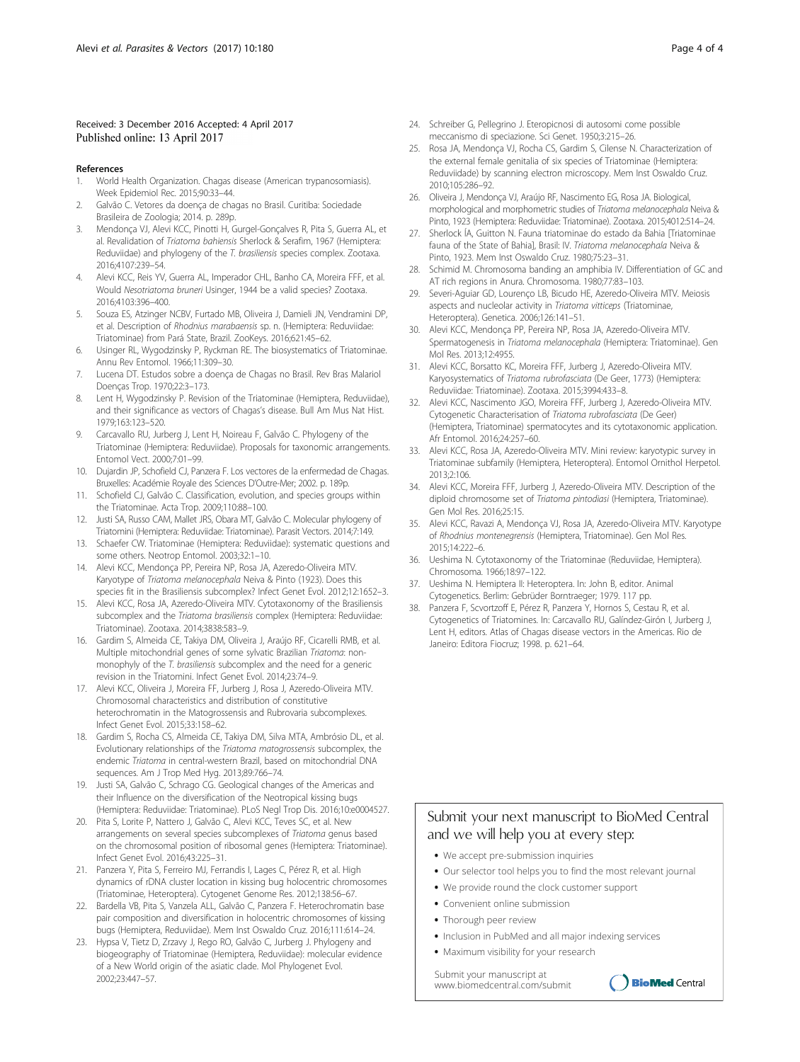Received: 3 December 2016 Accepted: 4 April 2017
Published online: 13 April 2017

## References

1. World Health Organization. Chagas disease (American trypanosomiasis). Week Epidemiol Rec. 2015;90:33–44.
2. Galvão C. Vetores da doença de chagas no Brasil. Curitiba: Sociedade Brasileira de Zoologia; 2014. p. 289p.
3. Mendonça VJ, Alevi KCC, Pinotti H, Gurgel-Gonçalves R, Pita S, Guerra AL, et al. Revalidation of *Triatoma bahiensis* Sherlock & Serafim, 1967 (Hemiptera: Reduviidae) and phylogeny of the *T. brasiliensis* species complex. Zootaxa. 2016;4107:239–54.
4. Alevi KCC, Reis YV, Guerra AL, Imperador CHL, Banho CA, Moreira FFF, et al. Would *Nesotriatoma bruneri* Usinger, 1944 be a valid species? Zootaxa. 2016;4103:396–400.
5. Souza ES, Atzinger NCBV, Furtado MB, Oliveira J, Damieli JN, Vendramini DP, et al. Description of *Rhodnius marabaensis* sp. n. (Hemiptera: Reduviidae: Triatominae) from Pará State, Brazil. ZooKeys. 2016;621:45–62.
6. Usinger RL, Wygodzinsky P, Ryckman RE. The biosystematics of Triatominae. Annu Rev Entomol. 1966;11:309–30.
7. Lucena DT. Estudos sobre a doença de Chagas no Brasil. Rev Bras Malariol Doenças Trop. 1970;22:3–173.
8. Lent H, Wygodzinsky P. Revision of the Triatominae (Hemiptera, Reduviidae), and their significance as vectors of Chagas's disease. Bull Am Mus Nat Hist. 1979;163:123–520.
9. Carcavallo RU, Jurberg J, Lent H, Noireau F, Galvão C. Phylogeny of the Triatominae (Hemiptera: Reduviidae). Proposals for taxonomic arrangements. Entomol Vect. 2000;7:01–99.
10. Dujardin JP, Schofield CJ, Panzera F. Los vectores de la enfermedad de Chagas. Bruxelles: Académie Royale des Sciences D'Outre-Mer; 2002. p. 189p.
11. Schofield CJ, Galvão C. Classification, evolution, and species groups within the Triatominae. Acta Trop. 2009;110:88–100.
12. Justi SA, Russo CAM, Mallet JRS, Obara MT, Galvão C. Molecular phylogeny of Triatomini (Hemiptera: Reduviidae: Triatominae). Parasit Vectors. 2014;7:149.
13. Schaefer CW. Triatominae (Hemiptera: Reduviidae): systematic questions and some others. Neotrop Entomol. 2003;32:1–10.
14. Alevi KCC, Mendonça PP, Pereira NP, Rosa JA, Azeredo-Oliveira MTV. Karyotype of *Triatoma melanocephala* Neiva & Pinto (1923). Does this species fit in the Brasiliensis subcomplex? Infect Genet Evol. 2012;12:1652–3.
15. Alevi KCC, Rosa JA, Azeredo-Oliveira MTV. Cytotaxonomy of the Brasiliensis subcomplex and the *Triatoma brasiliensis* complex (Hemiptera: Reduviidae: Triatominae). Zootaxa. 2014;3838:583–9.
16. Gardim S, Almeida CE, Takiya DM, Oliveira J, Araújo RF, Cicarelli RMB, et al. Multiple mitochondrial genes of some sylvatic Brazilian *Triatoma*: non-monophyly of the *T. brasiliensis* subcomplex and the need for a generic revision in the Triatomini. Infect Genet Evol. 2014;23:74–9.
17. Alevi KCC, Oliveira J, Moreira FF, Jurberg J, Rosa J, Azeredo-Oliveira MTV. Chromosomal characteristics and distribution of constitutive heterochromatin in the Matogrossensis and Rubrovaria subcomplexes. Infect Genet Evol. 2015;33:158–62.
18. Gardim S, Rocha CS, Almeida CE, Takiya DM, Silva MTA, Ambrósio DL, et al. Evolutionary relationships of the *Triatoma matogrossensis* subcomplex, the endemic *Triatoma* in central-western Brazil, based on mitochondrial DNA sequences. Am J Trop Med Hyg. 2013;89:766–74.
19. Justi SA, Galvão C, Schrago CG. Geological changes of the Americas and their Influence on the diversification of the Neotropical kissing bugs (Hemiptera: Reduviidae: Triatominae). PLoS Negl Trop Dis. 2016;10:e0004527.
20. Pita S, Lorite P, Nattero J, Galvão C, Alevi KCC, Teves SC, et al. New arrangements on several species subcomplexes of *Triatoma* genus based on the chromosomal position of ribosomal genes (Hemiptera: Triatominae). Infect Genet Evol. 2016;43:225–31.
21. Panzera Y, Pita S, Ferreiro MJ, Ferrandis I, Lages C, Pérez R, et al. High dynamics of rDNA cluster location in kissing bug holocentric chromosomes (Triatominae, Heteroptera). Cytogenet Genome Res. 2012;138:56–67.
22. Bardella VB, Pita S, Vanzela ALL, Galvão C, Panzera F. Heterochromatin base pair composition and diversification in holocentric chromosomes of kissing bugs (Hemiptera, Reduviidae). Mem Inst Oswaldo Cruz. 2016;111:614–24.
23. Hypsa V, Tietz D, Zrzavy J, Rego RO, Galvão C, Jurberg J. Phylogeny and biogeography of Triatominae (Hemiptera, Reduviidae): molecular evidence of a New World origin of the asiatic clade. Mol Phylogenet Evol. 2002;23:447–57.
24. Schreiber G, Pellegrino J. Eteropicnosi di autosomi come possible meccanismo di speciazione. Sci Genet. 1950;3:215–26.
25. Rosa JA, Mendonça VJ, Rocha CS, Gardim S, Cilense N. Characterization of the external female genitalia of six species of Triatominae (Hemiptera: Reduviidade) by scanning electron microscopy. Mem Inst Oswaldo Cruz. 2010;105:286–92.
26. Oliveira J, Mendonça VJ, Araújo RF, Nascimento EG, Rosa JA. Biological, morphological and morphometric studies of *Triatoma melanocephala* Neiva & Pinto, 1923 (Hemiptera: Reduviidae: Triatominae). Zootaxa. 2015;4012:514–24.
27. Sherlock ÍA, Guitton N. Fauna triatominae do estado da Bahia [Triatominae fauna of the State of Bahia], Brasil: IV. *Triatoma melanocephala* Neiva & Pinto, 1923. Mem Inst Oswaldo Cruz. 1980;75:23–31.
28. Schimid M. Chromosoma banding an amphibia IV. Differentiation of GC and AT rich regions in Anura. Chromosoma. 1980;77:83–103.
29. Severi-Aguiar GD, Lourenço LB, Bicudo HE, Azeredo-Oliveira MTV. Meiosis aspects and nucleolar activity in *Triatoma vitticeps* (Triatominae, Heteroptera). Genetica. 2006;126:141–51.
30. Alevi KCC, Mendonça PP, Pereira NP, Rosa JA, Azeredo-Oliveira MTV. Spermatogenesis in *Triatoma melanocephala* (Hemiptera: Triatominae). Gen Mol Res. 2013;12:4955.
31. Alevi KCC, Borsatto KC, Moreira FFF, Jurberg J, Azeredo-Oliveira MTV. Karyosystematics of *Triatoma rubrofasciata* (De Geer, 1773) (Hemiptera: Reduviidae: Triatominae). Zootaxa. 2015;3994:433–8.
32. Alevi KCC, Nascimento JGO, Moreira FFF, Jurberg J, Azeredo-Oliveira MTV. Cytogenetic Characterisation of *Triatoma rubrofasciata* (De Geer) (Hemiptera, Triatominae) spermatocytes and its cytotaxonomic application. Afr Entomol. 2016;24:257–60.
33. Alevi KCC, Rosa JA, Azeredo-Oliveira MTV. Mini review: karyotypic survey in Triatominae subfamily (Hemiptera, Heteroptera). Entomol Ornithol Herpetol. 2013;2:106.
34. Alevi KCC, Moreira FFF, Jurberg J, Azeredo-Oliveira MTV. Description of the diploid chromosome set of *Triatoma pintodiasi* (Hemiptera, Triatominae). Gen Mol Res. 2016;25:15.
35. Alevi KCC, Ravazi A, Mendonça VJ, Rosa JA, Azeredo-Oliveira MTV. Karyotype of *Rhodnius montenegrensis* (Hemiptera, Triatominae). Gen Mol Res. 2015;14:222–6.
36. Ueshima N. Cytotaxonomy of the Triatominae (Reduviidae, Hemiptera). Chromosoma. 1966;18:97–122.
37. Ueshima N. Hemiptera II: Heteroptera. In: John B, editor. Animal Cytogenetics. Berlim: Gebrüder Borntraeger; 1979. 117 pp.
38. Panzera F, Scvortzoff E, Pérez R, Panzera Y, Hornos S, Cestau R, et al. Cytogenetics of Triatomines. In: Carcavallo RU, Galíndez-Girón I, Jurberg J, Lent H, editors. Atlas of Chagas disease vectors in the Americas. Rio de Janeiro: Editora Fiocruz; 1998. p. 621–64.

Submit your next manuscript to BioMed Central and we will help you at every step:

- We accept pre-submission inquiries
- Our selector tool helps you to find the most relevant journal
- We provide round the clock customer support
- Convenient online submission
- Thorough peer review
- Inclusion in PubMed and all major indexing services
- Maximum visibility for your research

Submit your manuscript at
www.biomedcentral.com/submit

BioMed Central